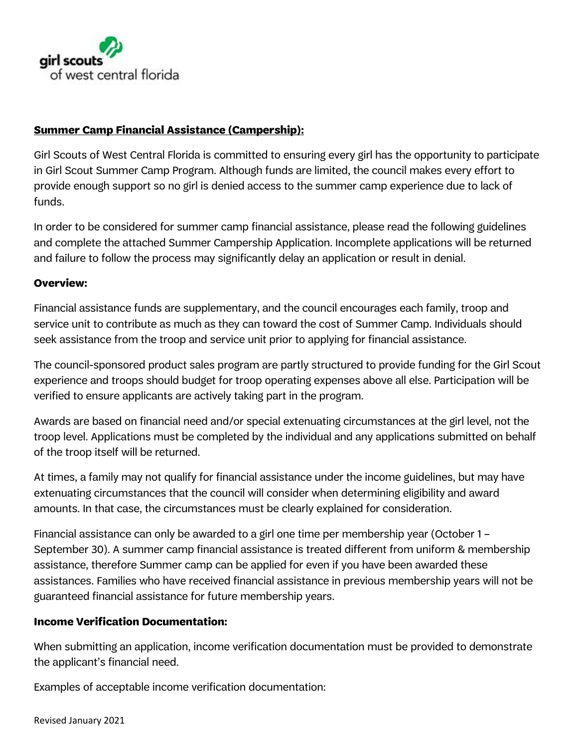girl scouts
of west central florida

## Summer Camp Financial Assistance (Campership):

Girl Scouts of West Central Florida is committed to ensuring every girl has the opportunity to participate in Girl Scout Summer Camp Program. Although funds are limited, the council makes every effort to provide enough support so no girl is denied access to the summer camp experience due to lack of funds.

In order to be considered for summer camp financial assistance, please read the following guidelines and complete the attached Summer Campership Application. Incomplete applications will be returned and failure to follow the process may significantly delay an application or result in denial.

### Overview:

Financial assistance funds are supplementary, and the council encourages each family, troop and service unit to contribute as much as they can toward the cost of Summer Camp. Individuals should seek assistance from the troop and service unit prior to applying for financial assistance.

The council-sponsored product sales program are partly structured to provide funding for the Girl Scout experience and troops should budget for troop operating expenses above all else. Participation will be verified to ensure applicants are actively taking part in the program.

Awards are based on financial need and/or special extenuating circumstances at the girl level, not the troop level. Applications must be completed by the individual and any applications submitted on behalf of the troop itself will be returned.

At times, a family may not qualify for financial assistance under the income guidelines, but may have extenuating circumstances that the council will consider when determining eligibility and award amounts. In that case, the circumstances must be clearly explained for consideration.

Financial assistance can only be awarded to a girl one time per membership year (October 1 – September 30). A summer camp financial assistance is treated different from uniform & membership assistance, therefore Summer camp can be applied for even if you have been awarded these assistances. Families who have received financial assistance in previous membership years will not be guaranteed financial assistance for future membership years.

### Income Verification Documentation:

When submitting an application, income verification documentation must be provided to demonstrate the applicant's financial need.

Examples of acceptable income verification documentation:

Revised January 2021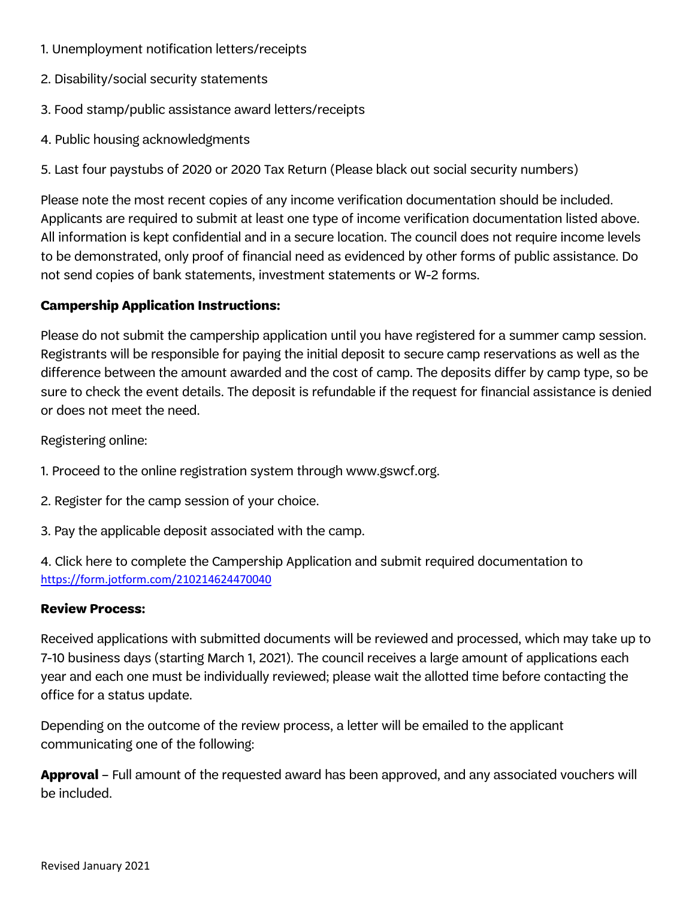1. Unemployment notification letters/receipts
2. Disability/social security statements
3. Food stamp/public assistance award letters/receipts
4. Public housing acknowledgments
5. Last four paystubs of 2020 or 2020 Tax Return (Please black out social security numbers)

Please note the most recent copies of any income verification documentation should be included. Applicants are required to submit at least one type of income verification documentation listed above. All information is kept confidential and in a secure location. The council does not require income levels to be demonstrated, only proof of financial need as evidenced by other forms of public assistance. Do not send copies of bank statements, investment statements or W-2 forms.

**Campership Application Instructions:**

Please do not submit the campership application until you have registered for a summer camp session. Registrants will be responsible for paying the initial deposit to secure camp reservations as well as the difference between the amount awarded and the cost of camp. The deposits differ by camp type, so be sure to check the event details. The deposit is refundable if the request for financial assistance is denied or does not meet the need.

Registering online:

1. Proceed to the online registration system through www.gswcf.org.
2. Register for the camp session of your choice.
3. Pay the applicable deposit associated with the camp.
4. Click here to complete the Campership Application and submit required documentation to https://form.jotform.com/210214624470040

**Review Process:**

Received applications with submitted documents will be reviewed and processed, which may take up to 7-10 business days (starting March 1, 2021). The council receives a large amount of applications each year and each one must be individually reviewed; please wait the allotted time before contacting the office for a status update.

Depending on the outcome of the review process, a letter will be emailed to the applicant communicating one of the following:

**Approval** – Full amount of the requested award has been approved, and any associated vouchers will be included.

Revised January 2021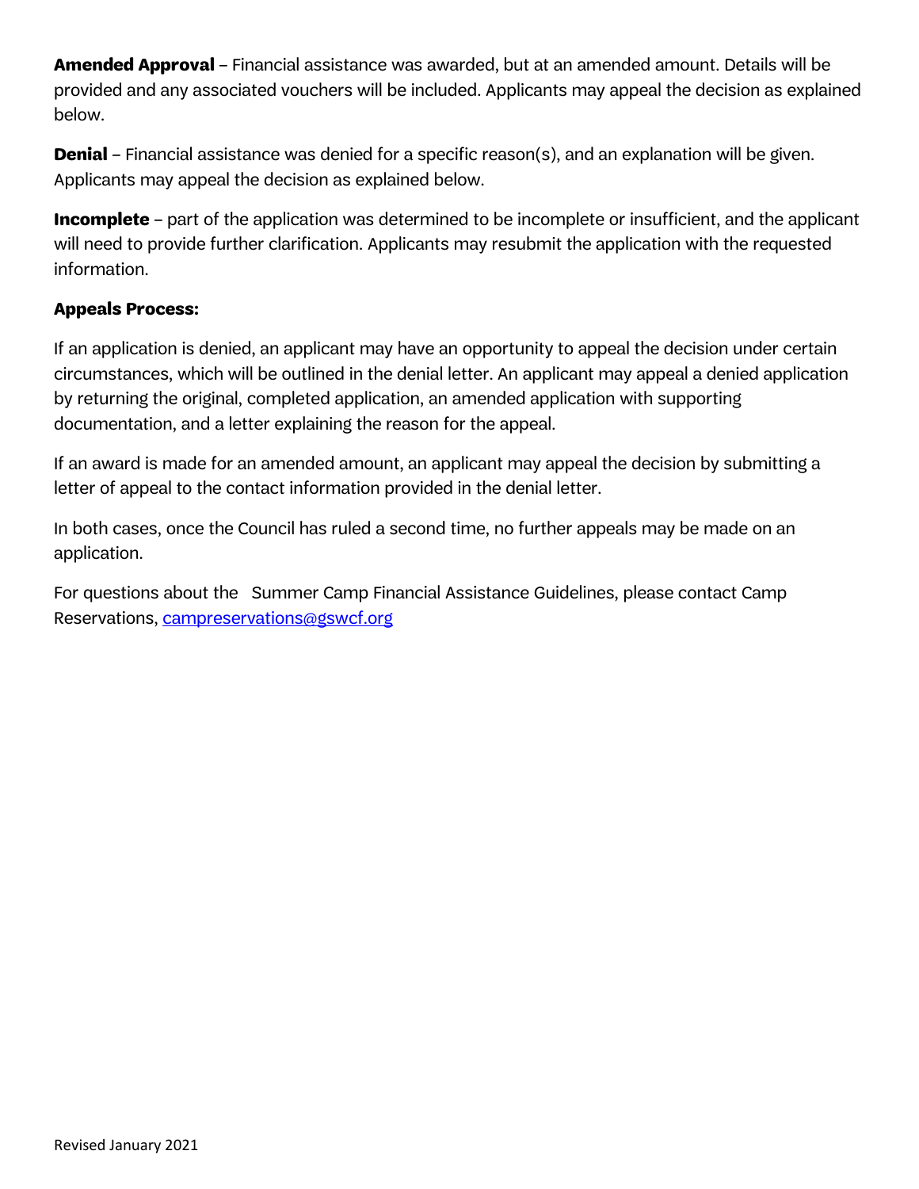**Amended Approval** – Financial assistance was awarded, but at an amended amount. Details will be provided and any associated vouchers will be included. Applicants may appeal the decision as explained below.

**Denial** – Financial assistance was denied for a specific reason(s), and an explanation will be given. Applicants may appeal the decision as explained below.

**Incomplete** – part of the application was determined to be incomplete or insufficient, and the applicant will need to provide further clarification. Applicants may resubmit the application with the requested information.

**Appeals Process:**

If an application is denied, an applicant may have an opportunity to appeal the decision under certain circumstances, which will be outlined in the denial letter. An applicant may appeal a denied application by returning the original, completed application, an amended application with supporting documentation, and a letter explaining the reason for the appeal.

If an award is made for an amended amount, an applicant may appeal the decision by submitting a letter of appeal to the contact information provided in the denial letter.

In both cases, once the Council has ruled a second time, no further appeals may be made on an application.

For questions about the Summer Camp Financial Assistance Guidelines, please contact Camp Reservations, campreservations@gswcf.org

Revised January 2021